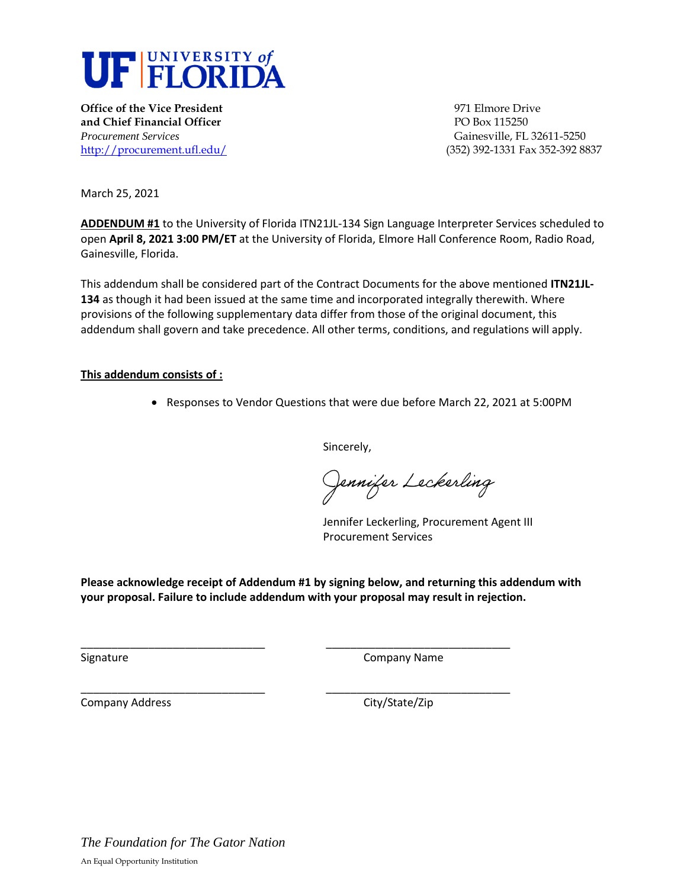**UF | UNIVERSITY of FLORIDA**

**Office of the Vice President**
**and Chief Financial Officer**
*Procurement Services*
http://procurement.ufl.edu/

971 Elmore Drive
PO Box 115250
Gainesville, FL 32611-5250
(352) 392-1331 Fax 352-392 8837

March 25, 2021

**ADDENDUM #1** to the University of Florida ITN21JL-134 Sign Language Interpreter Services scheduled to open **April 8, 2021 3:00 PM/ET** at the University of Florida, Elmore Hall Conference Room, Radio Road, Gainesville, Florida.

This addendum shall be considered part of the Contract Documents for the above mentioned **ITN21JL-134** as though it had been issued at the same time and incorporated integrally therewith. Where provisions of the following supplementary data differ from those of the original document, this addendum shall govern and take precedence. All other terms, conditions, and regulations will apply.

**This addendum consists of :**

- Responses to Vendor Questions that were due before March 22, 2021 at 5:00PM

Sincerely,

*Jennifer Leckerling*

Jennifer Leckerling, Procurement Agent III
Procurement Services

**Please acknowledge receipt of Addendum #1 by signing below, and returning this addendum with your proposal. Failure to include addendum with your proposal may result in rejection.**

\_\_\_\_\_\_\_\_\_\_\_\_\_\_\_\_\_\_\_\_\_\_\_\_\_\_\_\_\_\_ \_\_\_\_\_\_\_\_\_\_\_\_\_\_\_\_\_\_\_\_\_\_\_\_\_\_\_\_\_\_
Signature Company Name

\_\_\_\_\_\_\_\_\_\_\_\_\_\_\_\_\_\_\_\_\_\_\_\_\_\_\_\_\_\_ \_\_\_\_\_\_\_\_\_\_\_\_\_\_\_\_\_\_\_\_\_\_\_\_\_\_\_\_\_\_
Company Address City/State/Zip

*The Foundation for The Gator Nation*

An Equal Opportunity Institution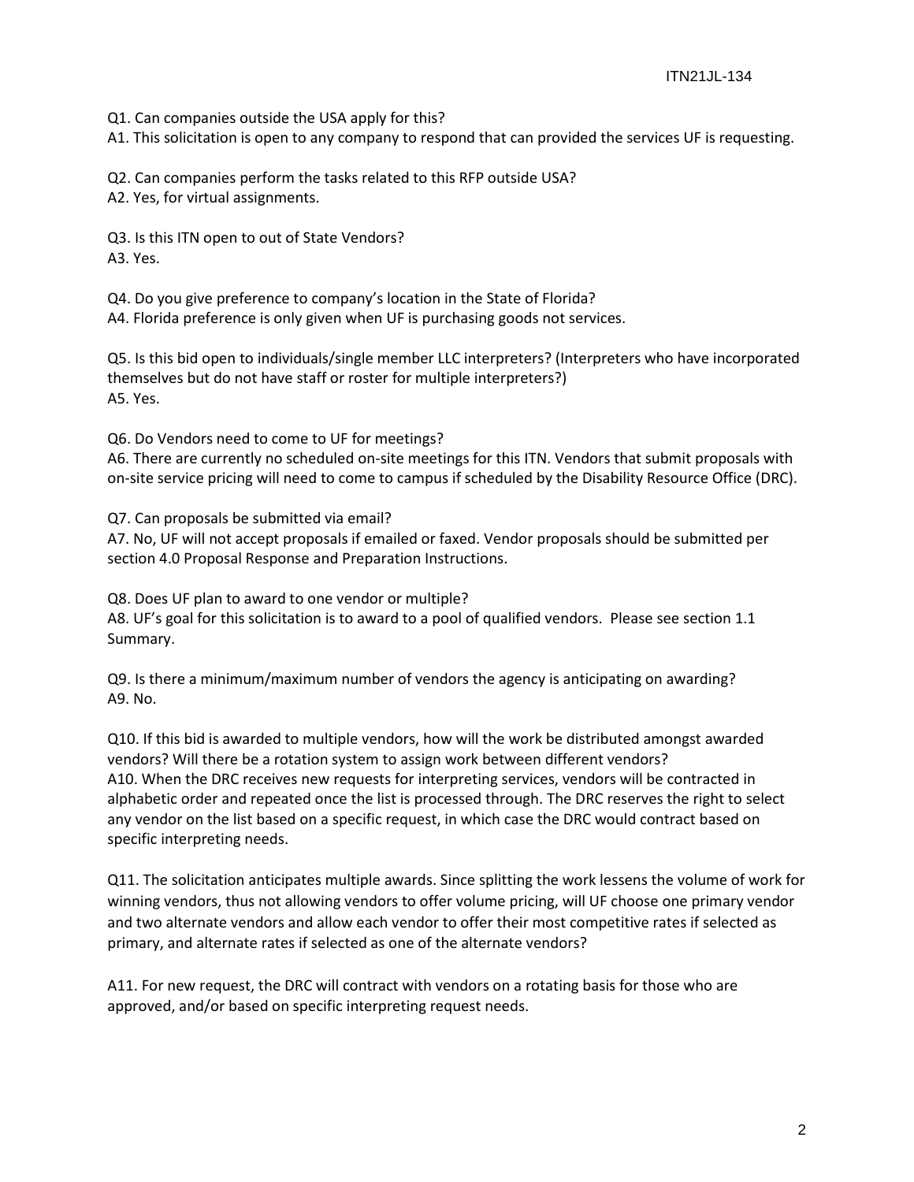Q1. Can companies outside the USA apply for this?
A1. This solicitation is open to any company to respond that can provided the services UF is requesting.

Q2. Can companies perform the tasks related to this RFP outside USA?
A2. Yes, for virtual assignments.

Q3. Is this ITN open to out of State Vendors?
A3. Yes.

Q4. Do you give preference to company's location in the State of Florida?
A4. Florida preference is only given when UF is purchasing goods not services.

Q5. Is this bid open to individuals/single member LLC interpreters? (Interpreters who have incorporated themselves but do not have staff or roster for multiple interpreters?)
A5. Yes.

Q6. Do Vendors need to come to UF for meetings?
A6. There are currently no scheduled on-site meetings for this ITN. Vendors that submit proposals with on-site service pricing will need to come to campus if scheduled by the Disability Resource Office (DRC).

Q7. Can proposals be submitted via email?
A7. No, UF will not accept proposals if emailed or faxed. Vendor proposals should be submitted per section 4.0 Proposal Response and Preparation Instructions.

Q8. Does UF plan to award to one vendor or multiple?
A8. UF's goal for this solicitation is to award to a pool of qualified vendors. Please see section 1.1 Summary.

Q9. Is there a minimum/maximum number of vendors the agency is anticipating on awarding?
A9. No.

Q10. If this bid is awarded to multiple vendors, how will the work be distributed amongst awarded vendors? Will there be a rotation system to assign work between different vendors?
A10. When the DRC receives new requests for interpreting services, vendors will be contracted in alphabetic order and repeated once the list is processed through. The DRC reserves the right to select any vendor on the list based on a specific request, in which case the DRC would contract based on specific interpreting needs.

Q11. The solicitation anticipates multiple awards. Since splitting the work lessens the volume of work for winning vendors, thus not allowing vendors to offer volume pricing, will UF choose one primary vendor and two alternate vendors and allow each vendor to offer their most competitive rates if selected as primary, and alternate rates if selected as one of the alternate vendors?

A11. For new request, the DRC will contract with vendors on a rotating basis for those who are approved, and/or based on specific interpreting request needs.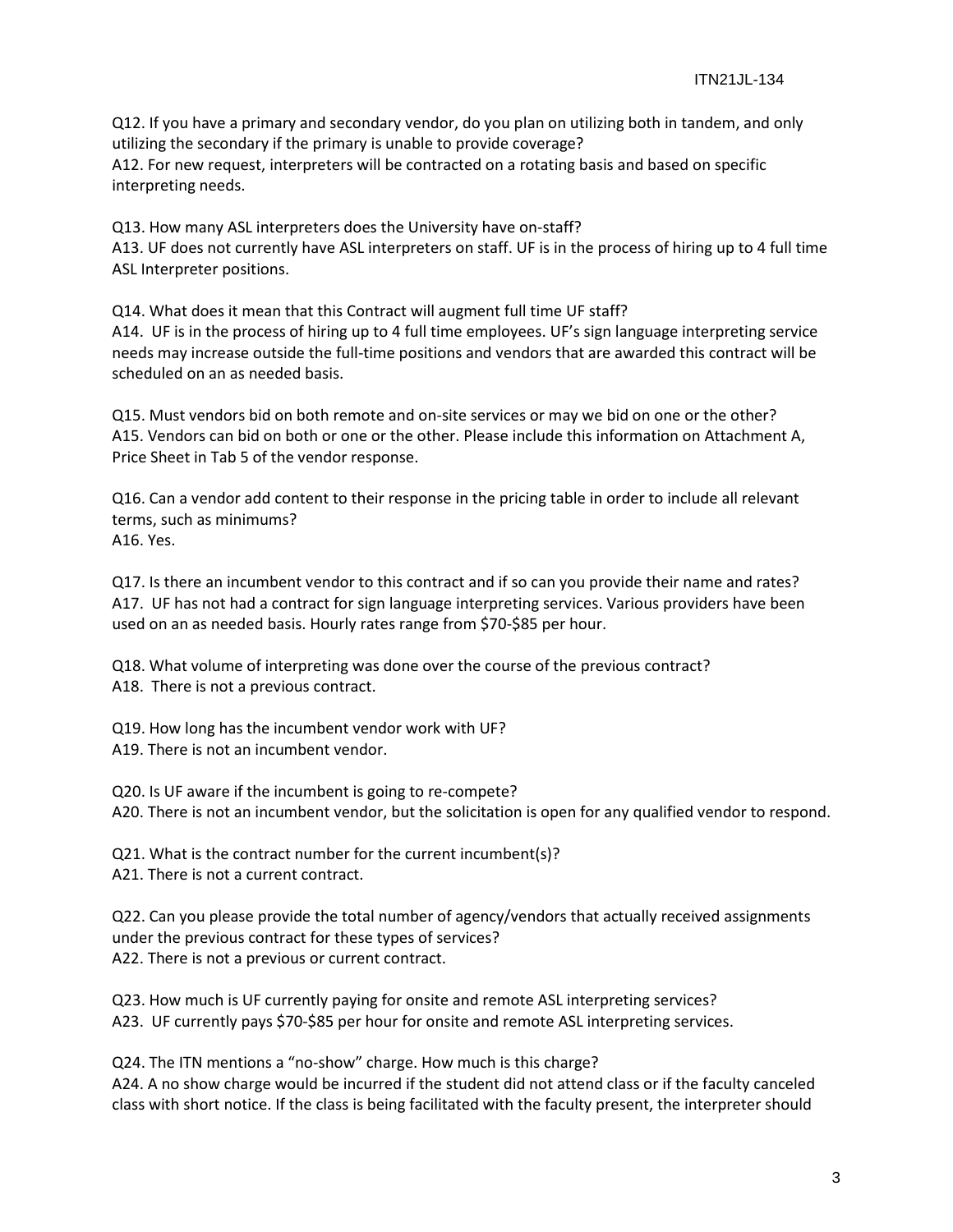Q12. If you have a primary and secondary vendor, do you plan on utilizing both in tandem, and only utilizing the secondary if the primary is unable to provide coverage?
A12. For new request, interpreters will be contracted on a rotating basis and based on specific interpreting needs.

Q13. How many ASL interpreters does the University have on-staff?
A13. UF does not currently have ASL interpreters on staff. UF is in the process of hiring up to 4 full time ASL Interpreter positions.

Q14. What does it mean that this Contract will augment full time UF staff?
A14. UF is in the process of hiring up to 4 full time employees. UF's sign language interpreting service needs may increase outside the full-time positions and vendors that are awarded this contract will be scheduled on an as needed basis.

Q15. Must vendors bid on both remote and on-site services or may we bid on one or the other?
A15. Vendors can bid on both or one or the other. Please include this information on Attachment A, Price Sheet in Tab 5 of the vendor response.

Q16. Can a vendor add content to their response in the pricing table in order to include all relevant terms, such as minimums?
A16. Yes.

Q17. Is there an incumbent vendor to this contract and if so can you provide their name and rates?
A17. UF has not had a contract for sign language interpreting services. Various providers have been used on an as needed basis. Hourly rates range from $70-$85 per hour.

Q18. What volume of interpreting was done over the course of the previous contract?
A18. There is not a previous contract.

Q19. How long has the incumbent vendor work with UF?
A19. There is not an incumbent vendor.

Q20. Is UF aware if the incumbent is going to re-compete?
A20. There is not an incumbent vendor, but the solicitation is open for any qualified vendor to respond.

Q21. What is the contract number for the current incumbent(s)?
A21. There is not a current contract.

Q22. Can you please provide the total number of agency/vendors that actually received assignments under the previous contract for these types of services?
A22. There is not a previous or current contract.

Q23. How much is UF currently paying for onsite and remote ASL interpreting services?
A23. UF currently pays $70-$85 per hour for onsite and remote ASL interpreting services.

Q24. The ITN mentions a "no-show" charge. How much is this charge?
A24. A no show charge would be incurred if the student did not attend class or if the faculty canceled class with short notice. If the class is being facilitated with the faculty present, the interpreter should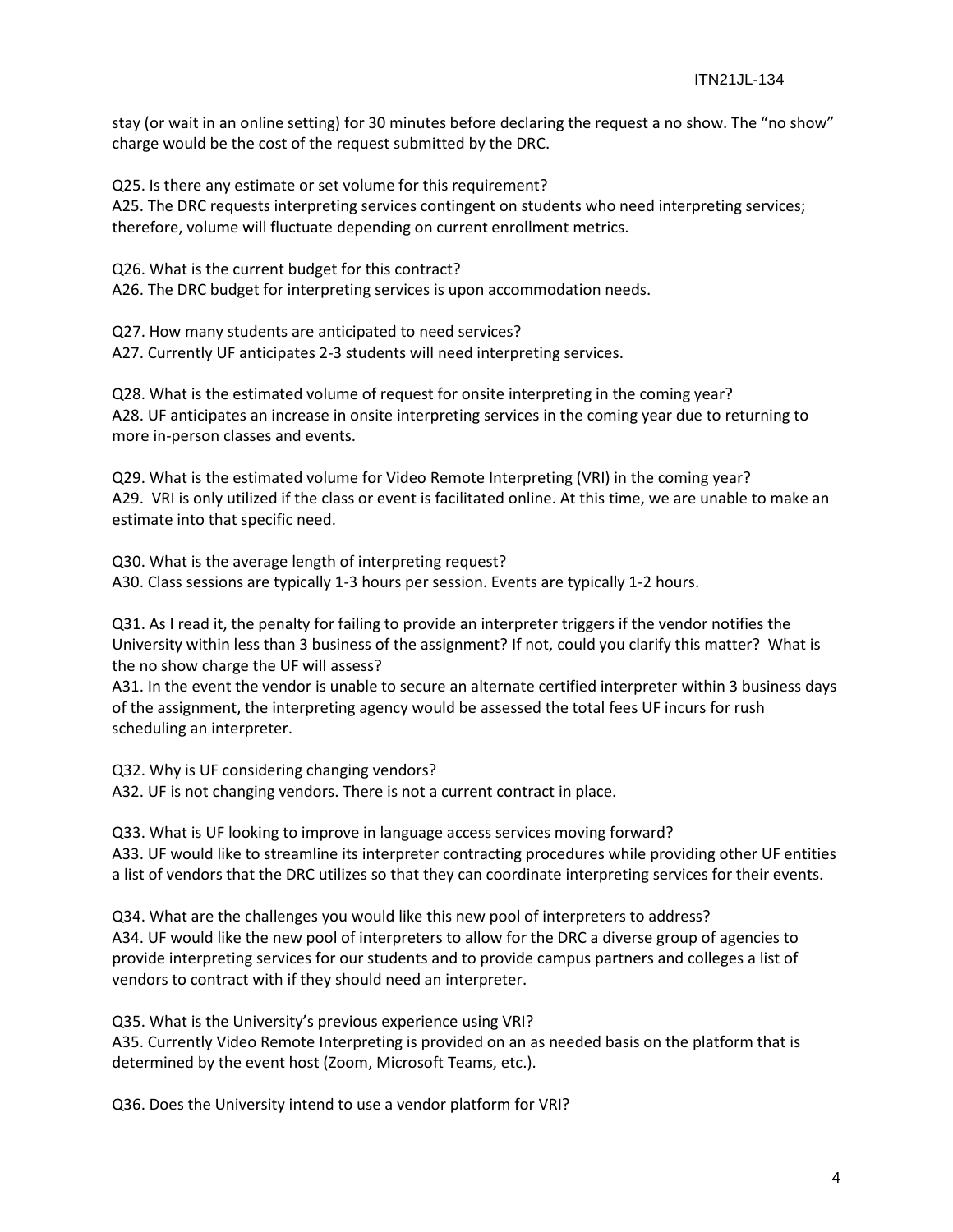stay (or wait in an online setting) for 30 minutes before declaring the request a no show. The "no show" charge would be the cost of the request submitted by the DRC.

Q25. Is there any estimate or set volume for this requirement?
A25. The DRC requests interpreting services contingent on students who need interpreting services; therefore, volume will fluctuate depending on current enrollment metrics.

Q26. What is the current budget for this contract?
A26. The DRC budget for interpreting services is upon accommodation needs.

Q27. How many students are anticipated to need services?
A27. Currently UF anticipates 2-3 students will need interpreting services.

Q28. What is the estimated volume of request for onsite interpreting in the coming year?
A28. UF anticipates an increase in onsite interpreting services in the coming year due to returning to more in-person classes and events.

Q29. What is the estimated volume for Video Remote Interpreting (VRI) in the coming year?
A29. VRI is only utilized if the class or event is facilitated online. At this time, we are unable to make an estimate into that specific need.

Q30. What is the average length of interpreting request?
A30. Class sessions are typically 1-3 hours per session. Events are typically 1-2 hours.

Q31. As I read it, the penalty for failing to provide an interpreter triggers if the vendor notifies the University within less than 3 business of the assignment? If not, could you clarify this matter? What is the no show charge the UF will assess?
A31. In the event the vendor is unable to secure an alternate certified interpreter within 3 business days of the assignment, the interpreting agency would be assessed the total fees UF incurs for rush scheduling an interpreter.

Q32. Why is UF considering changing vendors?
A32. UF is not changing vendors. There is not a current contract in place.

Q33. What is UF looking to improve in language access services moving forward?
A33. UF would like to streamline its interpreter contracting procedures while providing other UF entities a list of vendors that the DRC utilizes so that they can coordinate interpreting services for their events.

Q34. What are the challenges you would like this new pool of interpreters to address?
A34. UF would like the new pool of interpreters to allow for the DRC a diverse group of agencies to provide interpreting services for our students and to provide campus partners and colleges a list of vendors to contract with if they should need an interpreter.

Q35. What is the University's previous experience using VRI?
A35. Currently Video Remote Interpreting is provided on an as needed basis on the platform that is determined by the event host (Zoom, Microsoft Teams, etc.).

Q36. Does the University intend to use a vendor platform for VRI?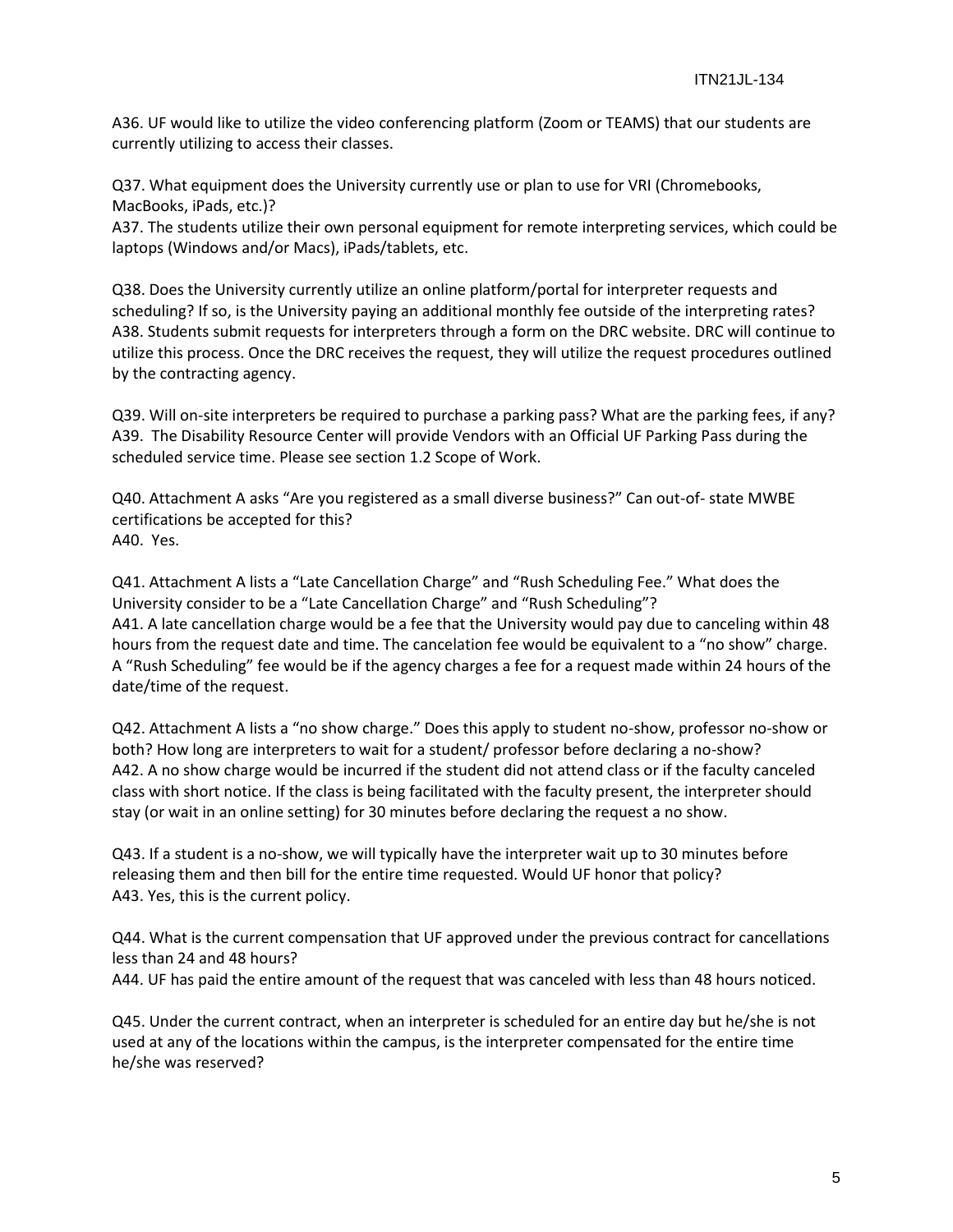A36. UF would like to utilize the video conferencing platform (Zoom or TEAMS) that our students are currently utilizing to access their classes.

Q37. What equipment does the University currently use or plan to use for VRI (Chromebooks, MacBooks, iPads, etc.)?
A37. The students utilize their own personal equipment for remote interpreting services, which could be laptops (Windows and/or Macs), iPads/tablets, etc.

Q38. Does the University currently utilize an online platform/portal for interpreter requests and scheduling? If so, is the University paying an additional monthly fee outside of the interpreting rates?
A38. Students submit requests for interpreters through a form on the DRC website. DRC will continue to utilize this process. Once the DRC receives the request, they will utilize the request procedures outlined by the contracting agency.

Q39. Will on-site interpreters be required to purchase a parking pass? What are the parking fees, if any?
A39. The Disability Resource Center will provide Vendors with an Official UF Parking Pass during the scheduled service time. Please see section 1.2 Scope of Work.

Q40. Attachment A asks "Are you registered as a small diverse business?" Can out-of- state MWBE certifications be accepted for this?
A40. Yes.

Q41. Attachment A lists a "Late Cancellation Charge" and "Rush Scheduling Fee." What does the University consider to be a "Late Cancellation Charge" and "Rush Scheduling"?
A41. A late cancellation charge would be a fee that the University would pay due to canceling within 48 hours from the request date and time. The cancelation fee would be equivalent to a "no show" charge. A "Rush Scheduling" fee would be if the agency charges a fee for a request made within 24 hours of the date/time of the request.

Q42. Attachment A lists a "no show charge." Does this apply to student no-show, professor no-show or both? How long are interpreters to wait for a student/ professor before declaring a no-show?
A42. A no show charge would be incurred if the student did not attend class or if the faculty canceled class with short notice. If the class is being facilitated with the faculty present, the interpreter should stay (or wait in an online setting) for 30 minutes before declaring the request a no show.

Q43. If a student is a no-show, we will typically have the interpreter wait up to 30 minutes before releasing them and then bill for the entire time requested. Would UF honor that policy?
A43. Yes, this is the current policy.

Q44. What is the current compensation that UF approved under the previous contract for cancellations less than 24 and 48 hours?
A44. UF has paid the entire amount of the request that was canceled with less than 48 hours noticed.

Q45. Under the current contract, when an interpreter is scheduled for an entire day but he/she is not used at any of the locations within the campus, is the interpreter compensated for the entire time he/she was reserved?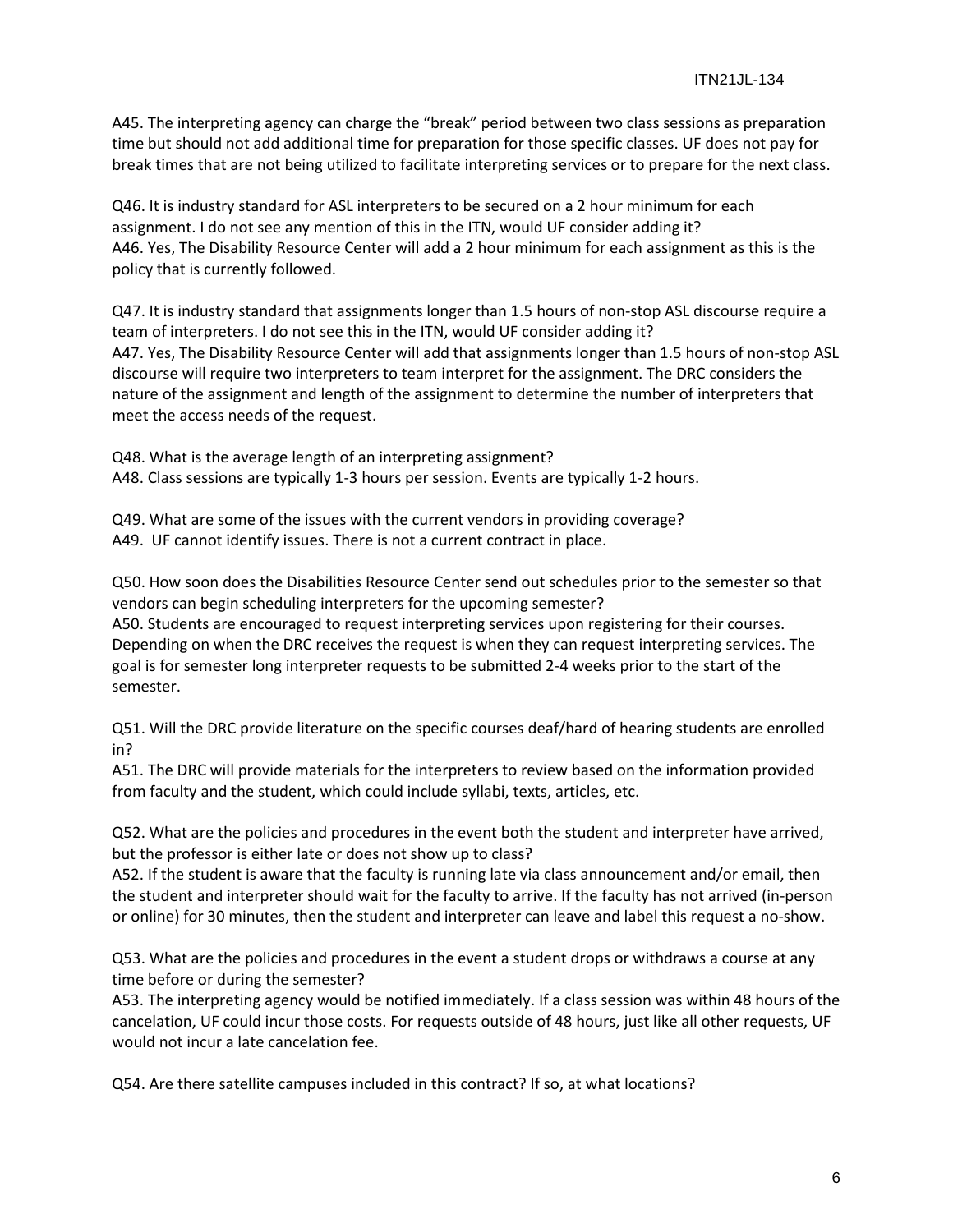A45. The interpreting agency can charge the "break" period between two class sessions as preparation time but should not add additional time for preparation for those specific classes. UF does not pay for break times that are not being utilized to facilitate interpreting services or to prepare for the next class.

Q46. It is industry standard for ASL interpreters to be secured on a 2 hour minimum for each assignment. I do not see any mention of this in the ITN, would UF consider adding it?
A46. Yes, The Disability Resource Center will add a 2 hour minimum for each assignment as this is the policy that is currently followed.

Q47. It is industry standard that assignments longer than 1.5 hours of non-stop ASL discourse require a team of interpreters. I do not see this in the ITN, would UF consider adding it?
A47. Yes, The Disability Resource Center will add that assignments longer than 1.5 hours of non-stop ASL discourse will require two interpreters to team interpret for the assignment. The DRC considers the nature of the assignment and length of the assignment to determine the number of interpreters that meet the access needs of the request.

Q48. What is the average length of an interpreting assignment?
A48. Class sessions are typically 1-3 hours per session. Events are typically 1-2 hours.

Q49. What are some of the issues with the current vendors in providing coverage?
A49. UF cannot identify issues. There is not a current contract in place.

Q50. How soon does the Disabilities Resource Center send out schedules prior to the semester so that vendors can begin scheduling interpreters for the upcoming semester?
A50. Students are encouraged to request interpreting services upon registering for their courses. Depending on when the DRC receives the request is when they can request interpreting services. The goal is for semester long interpreter requests to be submitted 2-4 weeks prior to the start of the semester.

Q51. Will the DRC provide literature on the specific courses deaf/hard of hearing students are enrolled in?
A51. The DRC will provide materials for the interpreters to review based on the information provided from faculty and the student, which could include syllabi, texts, articles, etc.

Q52. What are the policies and procedures in the event both the student and interpreter have arrived, but the professor is either late or does not show up to class?
A52. If the student is aware that the faculty is running late via class announcement and/or email, then the student and interpreter should wait for the faculty to arrive. If the faculty has not arrived (in-person or online) for 30 minutes, then the student and interpreter can leave and label this request a no-show.

Q53. What are the policies and procedures in the event a student drops or withdraws a course at any time before or during the semester?
A53. The interpreting agency would be notified immediately. If a class session was within 48 hours of the cancelation, UF could incur those costs. For requests outside of 48 hours, just like all other requests, UF would not incur a late cancelation fee.

Q54. Are there satellite campuses included in this contract? If so, at what locations?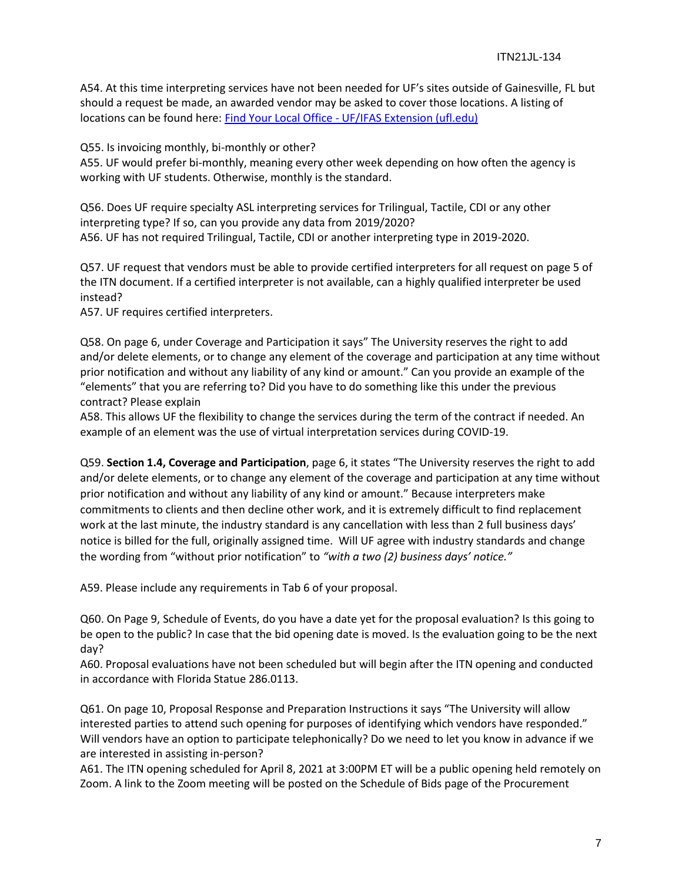A54. At this time interpreting services have not been needed for UF's sites outside of Gainesville, FL but should a request be made, an awarded vendor may be asked to cover those locations. A listing of locations can be found here: [Find Your Local Office - UF/IFAS Extension (ufl.edu)](https://sfyl.ifas.ufl.edu/find-your-local-office/)

Q55. Is invoicing monthly, bi-monthly or other?
A55. UF would prefer bi-monthly, meaning every other week depending on how often the agency is working with UF students. Otherwise, monthly is the standard.

Q56. Does UF require specialty ASL interpreting services for Trilingual, Tactile, CDI or any other interpreting type? If so, can you provide any data from 2019/2020?
A56. UF has not required Trilingual, Tactile, CDI or another interpreting type in 2019-2020.

Q57. UF request that vendors must be able to provide certified interpreters for all request on page 5 of the ITN document. If a certified interpreter is not available, can a highly qualified interpreter be used instead?
A57. UF requires certified interpreters.

Q58. On page 6, under Coverage and Participation it says" The University reserves the right to add and/or delete elements, or to change any element of the coverage and participation at any time without prior notification and without any liability of any kind or amount." Can you provide an example of the "elements" that you are referring to? Did you have to do something like this under the previous contract? Please explain
A58. This allows UF the flexibility to change the services during the term of the contract if needed. An example of an element was the use of virtual interpretation services during COVID-19.

Q59. **Section 1.4, Coverage and Participation**, page 6, it states "The University reserves the right to add and/or delete elements, or to change any element of the coverage and participation at any time without prior notification and without any liability of any kind or amount." Because interpreters make commitments to clients and then decline other work, and it is extremely difficult to find replacement work at the last minute, the industry standard is any cancellation with less than 2 full business days' notice is billed for the full, originally assigned time. Will UF agree with industry standards and change the wording from "without prior notification" to *"with a two (2) business days' notice."*

A59. Please include any requirements in Tab 6 of your proposal.

Q60. On Page 9, Schedule of Events, do you have a date yet for the proposal evaluation? Is this going to be open to the public? In case that the bid opening date is moved. Is the evaluation going to be the next day?
A60. Proposal evaluations have not been scheduled but will begin after the ITN opening and conducted in accordance with Florida Statue 286.0113.

Q61. On page 10, Proposal Response and Preparation Instructions it says "The University will allow interested parties to attend such opening for purposes of identifying which vendors have responded." Will vendors have an option to participate telephonically? Do we need to let you know in advance if we are interested in assisting in-person?
A61. The ITN opening scheduled for April 8, 2021 at 3:00PM ET will be a public opening held remotely on Zoom. A link to the Zoom meeting will be posted on the Schedule of Bids page of the Procurement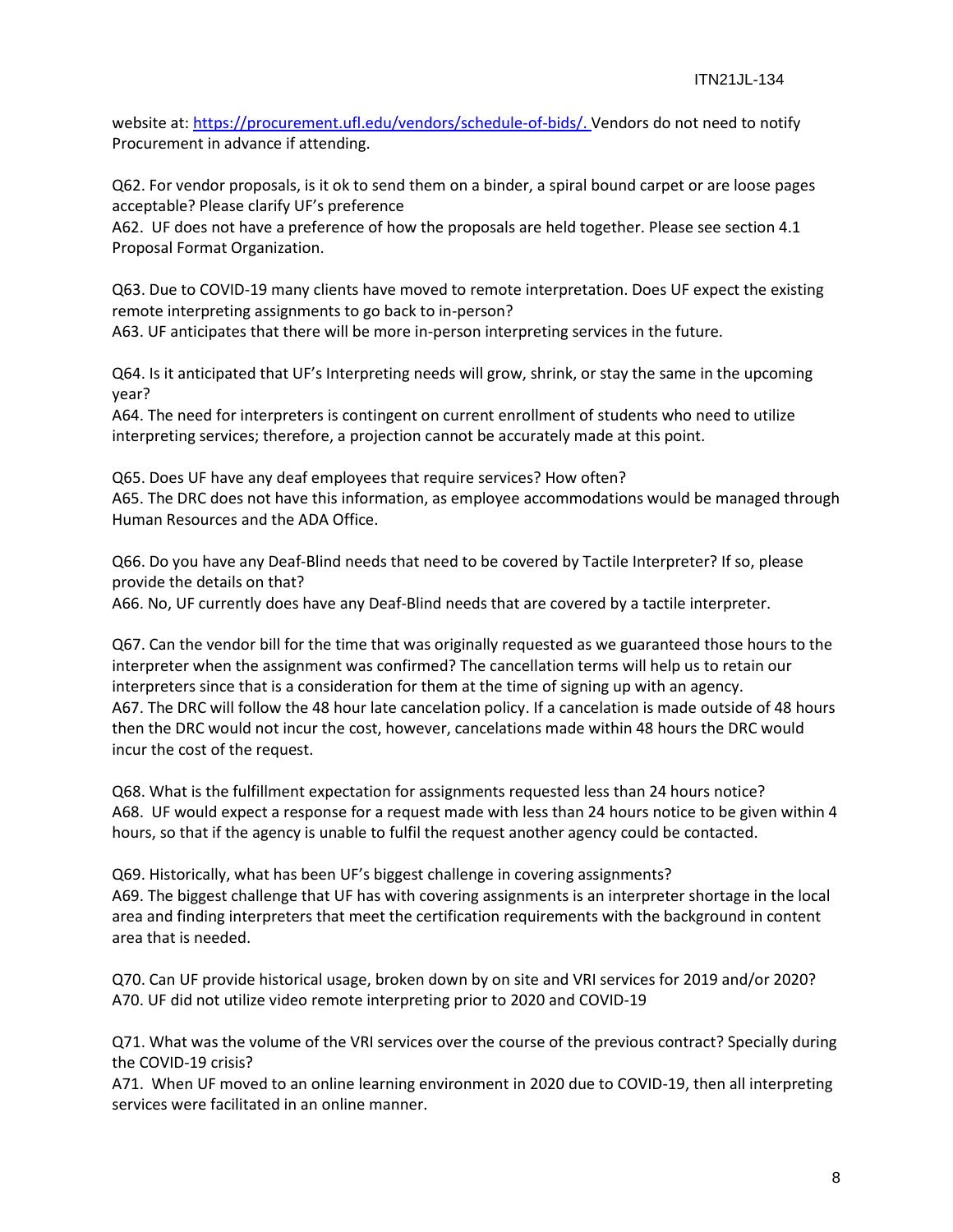website at: https://procurement.ufl.edu/vendors/schedule-of-bids/. Vendors do not need to notify Procurement in advance if attending.

Q62. For vendor proposals, is it ok to send them on a binder, a spiral bound carpet or are loose pages acceptable? Please clarify UF's preference

A62. UF does not have a preference of how the proposals are held together. Please see section 4.1 Proposal Format Organization.

Q63. Due to COVID-19 many clients have moved to remote interpretation. Does UF expect the existing remote interpreting assignments to go back to in-person?

A63. UF anticipates that there will be more in-person interpreting services in the future.

Q64. Is it anticipated that UF's Interpreting needs will grow, shrink, or stay the same in the upcoming year?

A64. The need for interpreters is contingent on current enrollment of students who need to utilize interpreting services; therefore, a projection cannot be accurately made at this point.

Q65. Does UF have any deaf employees that require services? How often?

A65. The DRC does not have this information, as employee accommodations would be managed through Human Resources and the ADA Office.

Q66. Do you have any Deaf-Blind needs that need to be covered by Tactile Interpreter? If so, please provide the details on that?

A66. No, UF currently does have any Deaf-Blind needs that are covered by a tactile interpreter.

Q67. Can the vendor bill for the time that was originally requested as we guaranteed those hours to the interpreter when the assignment was confirmed? The cancellation terms will help us to retain our interpreters since that is a consideration for them at the time of signing up with an agency.

A67. The DRC will follow the 48 hour late cancelation policy. If a cancelation is made outside of 48 hours then the DRC would not incur the cost, however, cancelations made within 48 hours the DRC would incur the cost of the request.

Q68. What is the fulfillment expectation for assignments requested less than 24 hours notice?

A68. UF would expect a response for a request made with less than 24 hours notice to be given within 4 hours, so that if the agency is unable to fulfil the request another agency could be contacted.

Q69. Historically, what has been UF's biggest challenge in covering assignments?

A69. The biggest challenge that UF has with covering assignments is an interpreter shortage in the local area and finding interpreters that meet the certification requirements with the background in content area that is needed.

Q70. Can UF provide historical usage, broken down by on site and VRI services for 2019 and/or 2020?

A70. UF did not utilize video remote interpreting prior to 2020 and COVID-19

Q71. What was the volume of the VRI services over the course of the previous contract? Specially during the COVID-19 crisis?

A71. When UF moved to an online learning environment in 2020 due to COVID-19, then all interpreting services were facilitated in an online manner.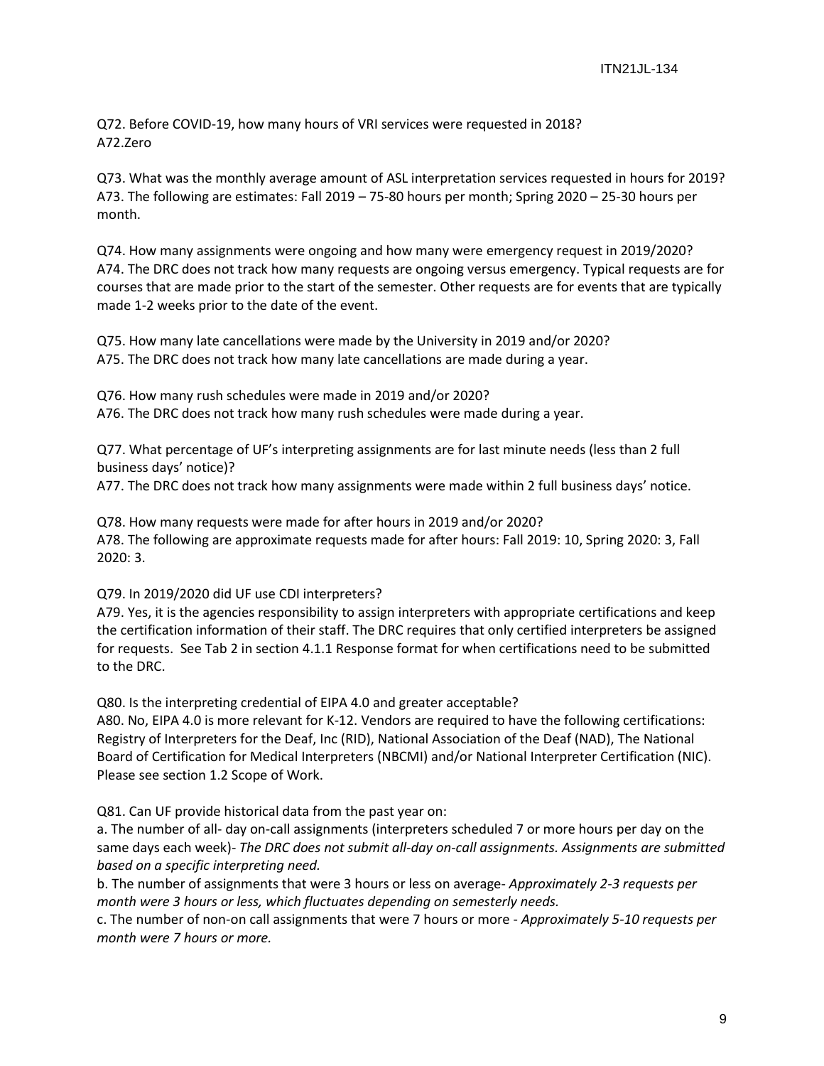Q72. Before COVID-19, how many hours of VRI services were requested in 2018?
A72.Zero

Q73. What was the monthly average amount of ASL interpretation services requested in hours for 2019?
A73. The following are estimates: Fall 2019 – 75-80 hours per month; Spring 2020 – 25-30 hours per month.

Q74. How many assignments were ongoing and how many were emergency request in 2019/2020?
A74. The DRC does not track how many requests are ongoing versus emergency. Typical requests are for courses that are made prior to the start of the semester. Other requests are for events that are typically made 1-2 weeks prior to the date of the event.

Q75. How many late cancellations were made by the University in 2019 and/or 2020?
A75. The DRC does not track how many late cancellations are made during a year.

Q76. How many rush schedules were made in 2019 and/or 2020?
A76. The DRC does not track how many rush schedules were made during a year.

Q77. What percentage of UF's interpreting assignments are for last minute needs (less than 2 full business days' notice)?
A77. The DRC does not track how many assignments were made within 2 full business days' notice.

Q78. How many requests were made for after hours in 2019 and/or 2020?
A78. The following are approximate requests made for after hours: Fall 2019: 10, Spring 2020: 3, Fall 2020: 3.

Q79. In 2019/2020 did UF use CDI interpreters?
A79. Yes, it is the agencies responsibility to assign interpreters with appropriate certifications and keep the certification information of their staff. The DRC requires that only certified interpreters be assigned for requests. See Tab 2 in section 4.1.1 Response format for when certifications need to be submitted to the DRC.

Q80. Is the interpreting credential of EIPA 4.0 and greater acceptable?
A80. No, EIPA 4.0 is more relevant for K-12. Vendors are required to have the following certifications: Registry of Interpreters for the Deaf, Inc (RID), National Association of the Deaf (NAD), The National Board of Certification for Medical Interpreters (NBCMI) and/or National Interpreter Certification (NIC). Please see section 1.2 Scope of Work.

Q81. Can UF provide historical data from the past year on:
a. The number of all- day on-call assignments (interpreters scheduled 7 or more hours per day on the same days each week)- *The DRC does not submit all-day on-call assignments. Assignments are submitted based on a specific interpreting need.*
b. The number of assignments that were 3 hours or less on average- *Approximately 2-3 requests per month were 3 hours or less, which fluctuates depending on semesterly needs.*
c. The number of non-on call assignments that were 7 hours or more - *Approximately 5-10 requests per month were 7 hours or more.*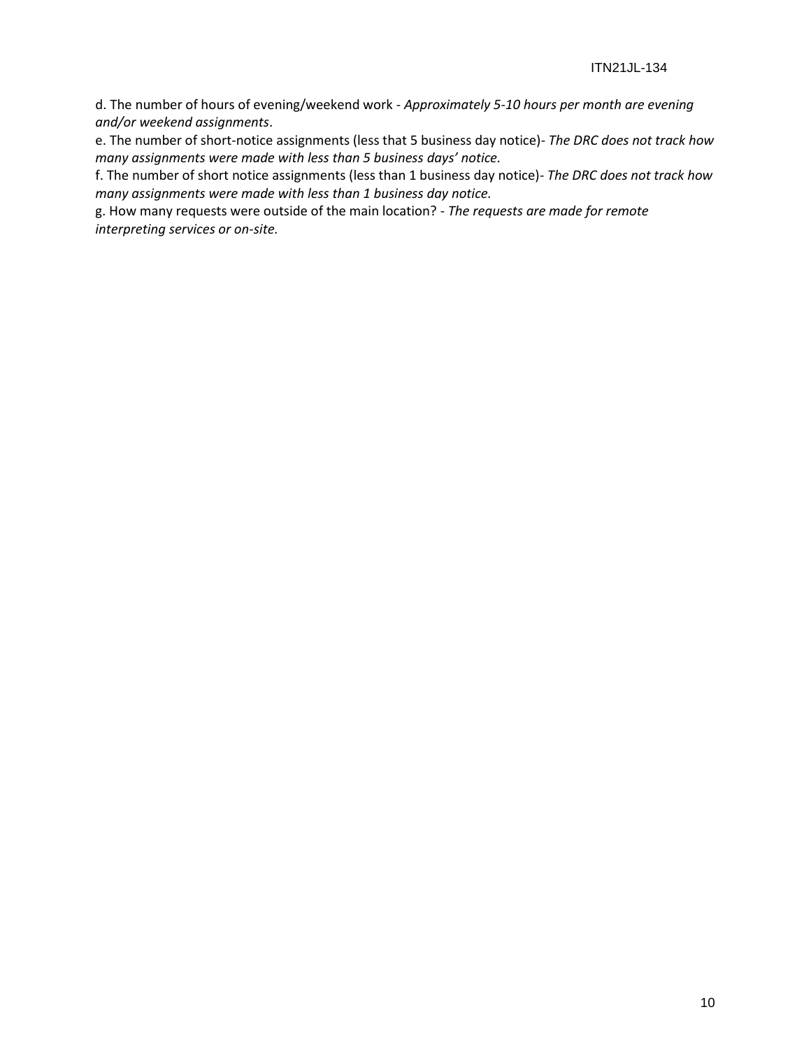d. The number of hours of evening/weekend work - *Approximately 5-10 hours per month are evening and/or weekend assignments*.

e. The number of short-notice assignments (less that 5 business day notice)- *The DRC does not track how many assignments were made with less than 5 business days' notice.*

f. The number of short notice assignments (less than 1 business day notice)- *The DRC does not track how many assignments were made with less than 1 business day notice.*

g. How many requests were outside of the main location? - *The requests are made for remote interpreting services or on-site.*